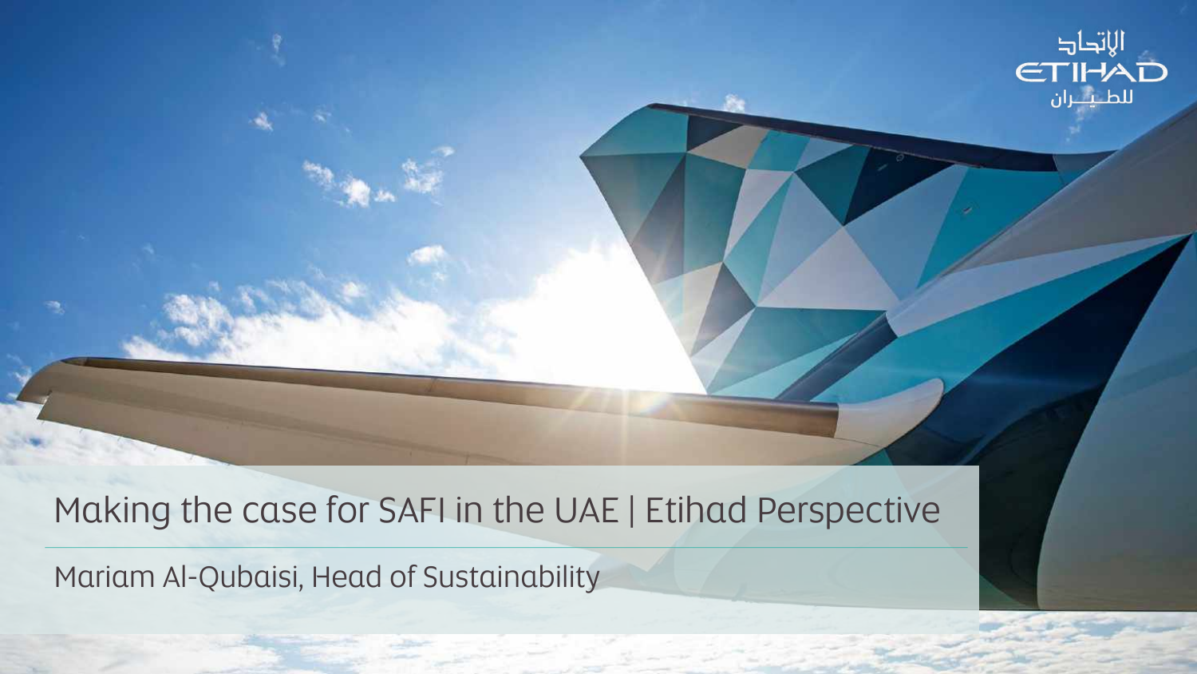# Making the case for SAFI in the UAE | Etihad Perspective

Mariam Al-Qubaisi, Head of Sustainability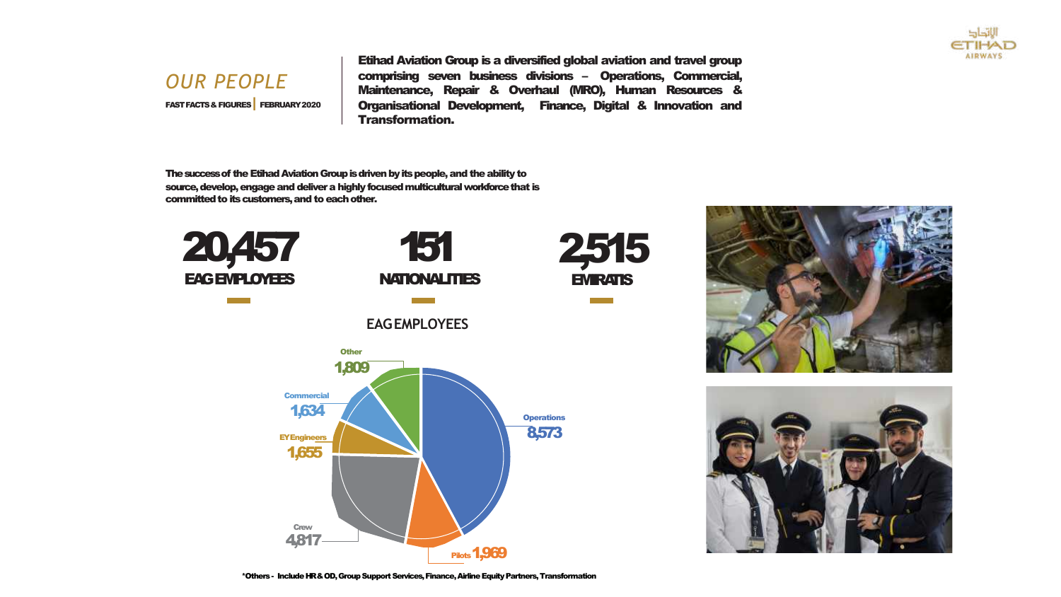## *OUR PEOPLE*

FAST FACTS & FIGURES | FEBRUARY 2020

**Etihad Aviation Group is a diversified global aviation and travel group comprising seven business divisions – Operations, Commercial, Maintenance, Repair & Overhaul (MRO), Human Resources & Organisational Development, Finance, Digital & Innovation and Transformation.**

**The success of the Etihad Aviation Group is driven by its people, and the ability to source, develop, engage and deliver a highly focused multicultural workforce that is committed to its customers, and to each other.**

| 20,457 | 151 | 2,515 |
|---|---|---|
| EAG EMPLOYEES | NATIONALITIES | EMIRATIS |

### EAG EMPLOYEES

| Division | Employees |
|---|---|
| Operations | 8,573 |
| Pilots | 1,969 |
| Crew | 4,817 |
| EY Engineers | 1,655 |
| Commercial | 1,634 |
| Other | 1,809 |

*Others - Include HR & OD, Group Support Services, Finance, Airline Equity Partners, Transformation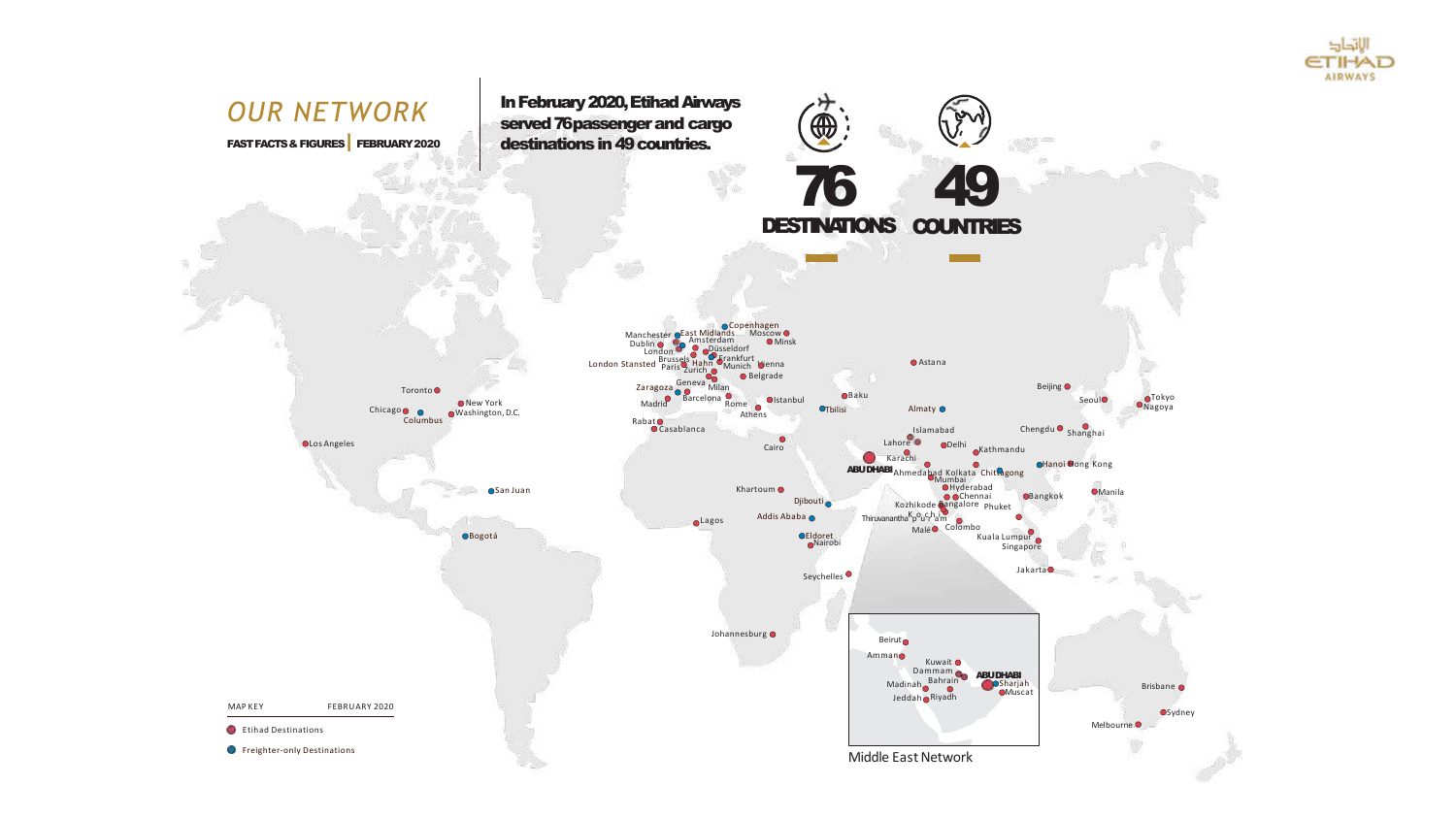# OUR NETWORK

FAST FACTS & FIGURES | FEBRUARY 2020

In February 2020, Etihad Airways served 76 passenger and cargo destinations in 49 countries.

**76** DESTINATIONS

**49** COUNTRIES

MAP KEY — FEBRUARY 2020

- Etihad Destinations
- Freighter-only Destinations

Toronto, Chicago, Columbus, New York, Washington, D.C., Los Angeles, San Juan, Bogotá, Manchester, East Midlands, Copenhagen, Dublin, London, Amsterdam, Moscow, Minsk, London Stansted, Brussels, Düsseldorf, Paris, Hahn, Frankfurt, Zurich, Munich, Vienna, Geneva, Belgrade, Zaragoza, Milan, Barcelona, Madrid, Rome, Istanbul, Athens, Rabat, Casablanca, Baku, Tbilisi, Astana, Almaty, Islamabad, Lahore, Delhi, Karachi, Kathmandu, ABU DHABI, Ahmedabad, Kolkata, Chittagong, Mumbai, Hyderabad, Chennai, Bangalore, Kozhikode, Kochi, Thiruvananthapuram, Phuket, Colombo, Male, Cairo, Khartoum, Djibouti, Addis Ababa, Lagos, Eldoret, Nairobi, Seychelles, Johannesburg, Beijing, Seoul, Tokyo, Nagoya, Chengdu, Shanghai, Hanoi, Hong Kong, Bangkok, Manila, Kuala Lumpur, Singapore, Jakarta, Brisbane, Sydney, Melbourne

Middle East Network: Beirut, Amman, Kuwait, Dammam, Bahrain, ABU DHABI, Sharjah, Madinah, Muscat, Jeddah, Riyadh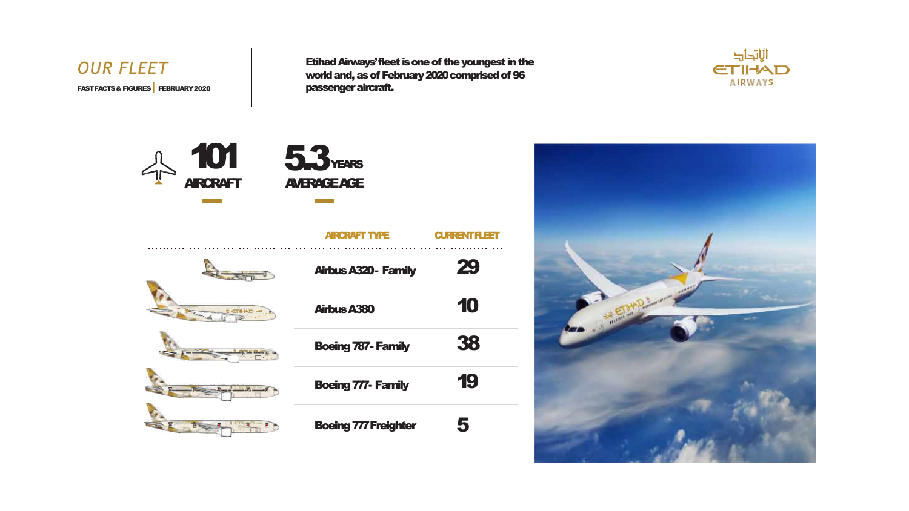# OUR FLEET

**FAST FACTS & FIGURES | FEBRUARY 2020**

**Etihad Airways' fleet is one of the youngest in the world and, as of February 2020 comprised of 96 passenger aircraft.**

الاتحاد
ETIHAD
AIRWAYS

**101**
**AIRCRAFT**

**5.3 YEARS**
**AVERAGE AGE**

| AIRCRAFT TYPE | CURRENT FLEET |
|---|---|
| Airbus A320 - Family | 29 |
| Airbus A380 | 10 |
| Boeing 787 - Family | 38 |
| Boeing 777 - Family | 19 |
| Boeing 777 Freighter | 5 |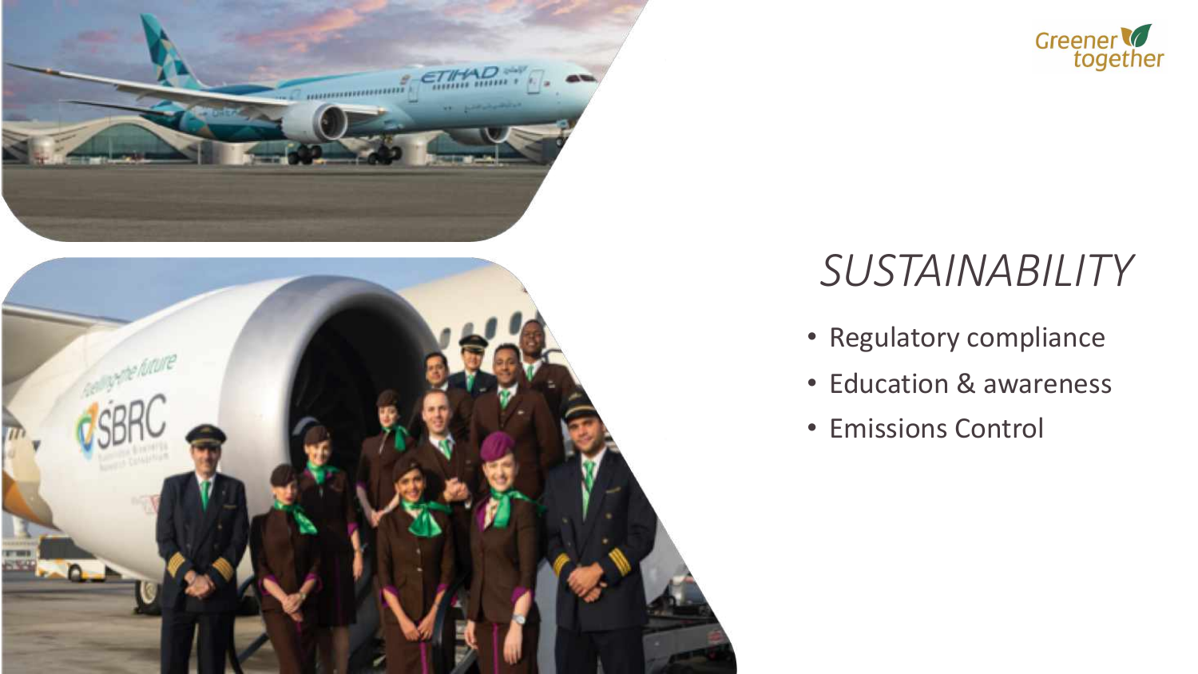Greener together

# *SUSTAINABILITY*

- Regulatory compliance
- Education & awareness
- Emissions Control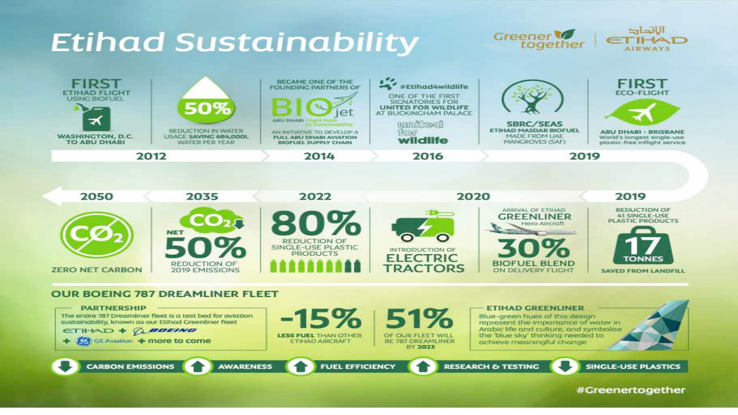# Etihad Sustainability

Greener together | الاتحاد ETIHAD AIRWAYS

## 2012

**FIRST** ETIHAD FLIGHT USING BIOFUEL

WASHINGTON, D.C. TO ABU DHABI

**50%** REDUCTION IN WATER USAGE SAVING 684,000L WATER PER YEAR

## 2014

BECAME ONE OF THE FOUNDING PARTNERS OF

BIOjet ABU DHABI Flight Path to Sustainability

AN INITIATIVE TO DEVELOP A FULL ABU DHABI AVIATION BIOFUEL SUPPLY CHAIN

## 2016

#Etihad4wildlife

ONE OF THE FIRST SIGNATORIES FOR UNITED FOR WILDLIFE AT BUCKINGHAM PALACE

united for wildlife

## 2019

SBRC/SEAS ETIHAD MASDAR BIOFUEL MADE FROM UAE MANGROVES (SAF)

**FIRST** ECO-FLIGHT

ABU DHABI - BRISBANE World's longest single-use plastic-free inflight service

## 2019

REDUCTION OF 41 SINGLE-USE PLASTIC PRODUCTS

**17 TONNES** SAVED FROM LANDFILL

## 2020

ARRIVAL OF ETIHAD GREENLINER Hero Aircraft

**30%** BIOFUEL BLEND ON DELIVERY FLIGHT

INTRODUCTION OF **ELECTRIC TRACTORS**

## 2022

**80%** REDUCTION OF SINGLE-USE PLASTIC PRODUCTS

## 2035

$CO_2$ NET **50%** REDUCTION OF 2019 EMISSIONS

## 2050

ZERO NET CARBON

## OUR BOEING 787 DREAMLINER FLEET

**PARTNERSHIP**

The entire 787 Dreamliner fleet is a test bed for aviation sustainability, known as our Etihad Greenliner fleet

ETIHAD + BOEING + GE Aviation + more to come

**-15%** LESS FUEL THAN OTHER ETIHAD AIRCRAFT

**51%** OF OUR FLEET WILL BE 787 DREAMLINER BY 2023

**ETIHAD GREENLINER**

Blue-green hues of this design represent the importance of water in Arabic life and culture, and symbolise the 'blue sky' thinking needed to achieve meaningful change

- ↓ CARBON EMISSIONS
- ↑ AWARENESS
- ↑ FUEL EFFICIENCY
- ↑ RESEARCH & TESTING
- ↓ SINGLE-USE PLASTICS

#Greenertogether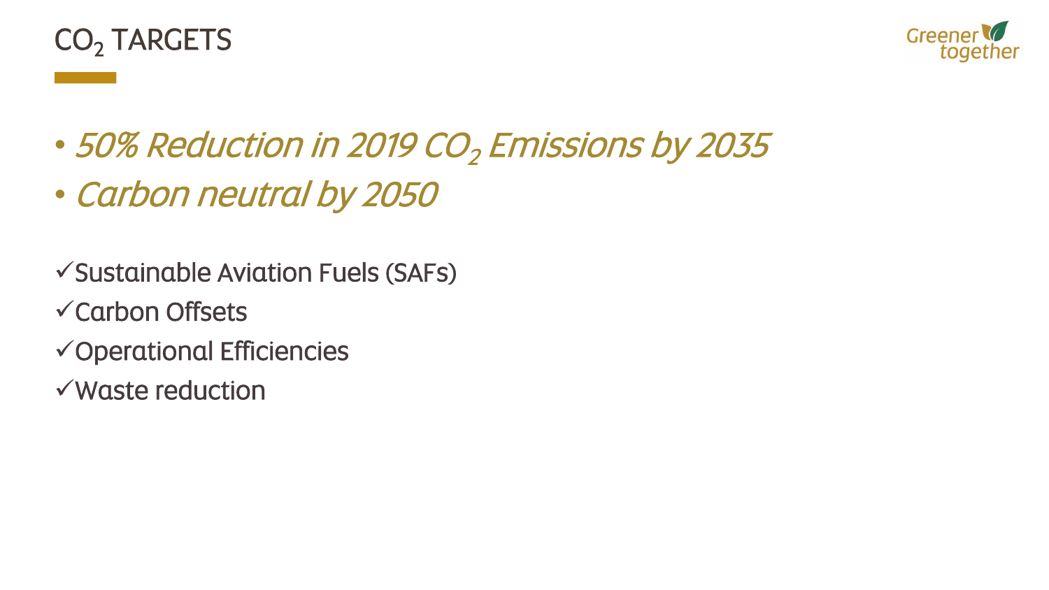# $CO_2$ TARGETS

Greener together

- *50% Reduction in 2019 $CO_2$ Emissions by 2035*
- *Carbon neutral by 2050*

✓Sustainable Aviation Fuels (SAFs)
✓Carbon Offsets
✓Operational Efficiencies
✓Waste reduction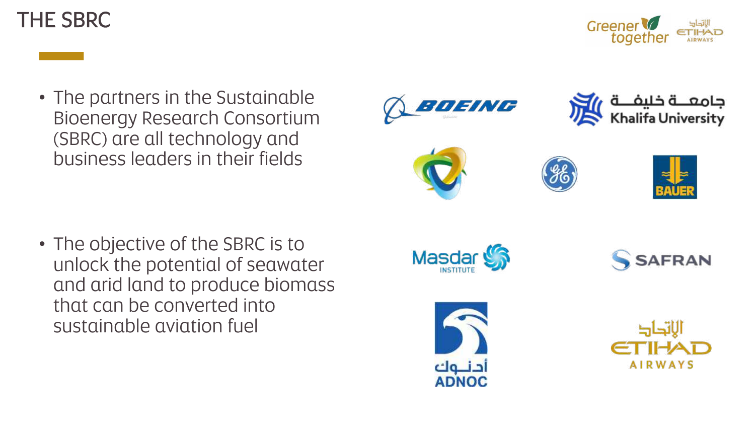# THE SBRC

- The partners in the Sustainable Bioenergy Research Consortium (SBRC) are all technology and business leaders in their fields

- The objective of the SBRC is to unlock the potential of seawater and arid land to produce biomass that can be converted into sustainable aviation fuel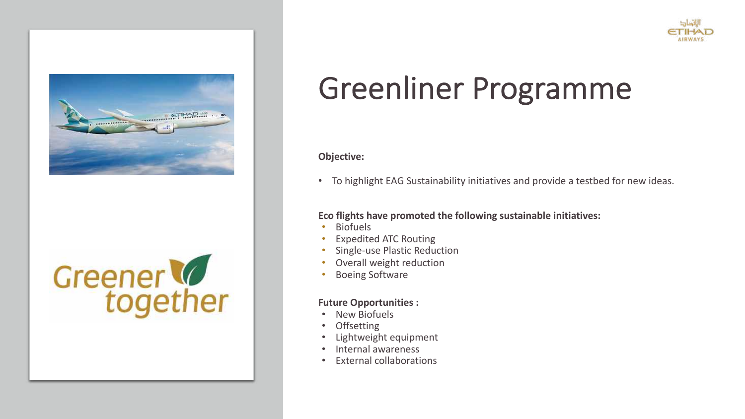# Greenliner Programme

**Objective:**

- To highlight EAG Sustainability initiatives and provide a testbed for new ideas.

**Eco flights have promoted the following sustainable initiatives:**

- Biofuels
- Expedited ATC Routing
- Single-use Plastic Reduction
- Overall weight reduction
- Boeing Software

**Future Opportunities :**

- New Biofuels
- Offsetting
- Lightweight equipment
- Internal awareness
- External collaborations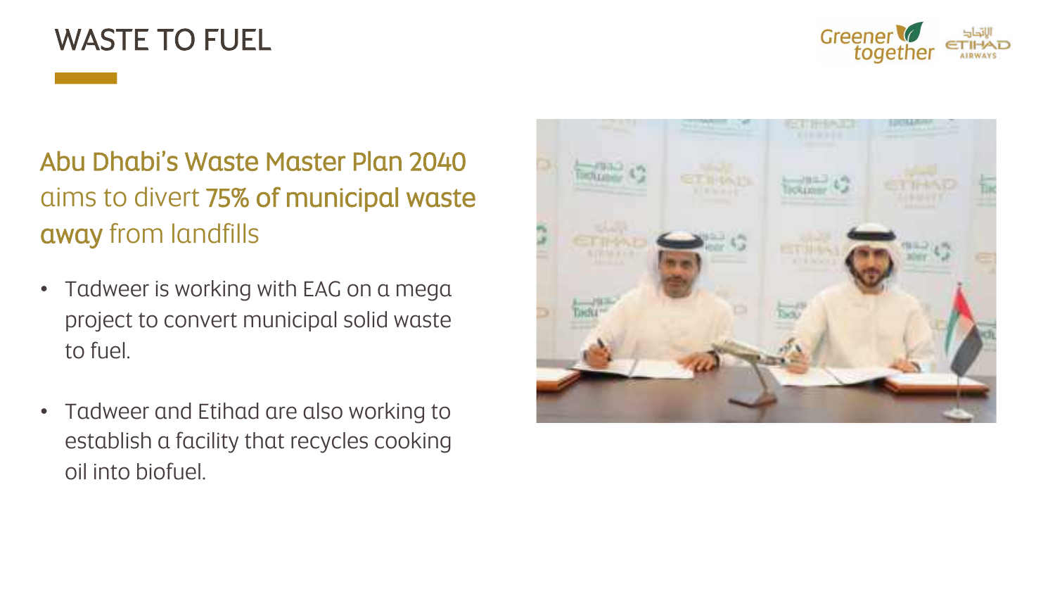# WASTE TO FUEL

**Abu Dhabi's Waste Master Plan 2040** aims to divert **75% of municipal waste away** from landfills

- Tadweer is working with EAG on a mega project to convert municipal solid waste to fuel.
- Tadweer and Etihad are also working to establish a facility that recycles cooking oil into biofuel.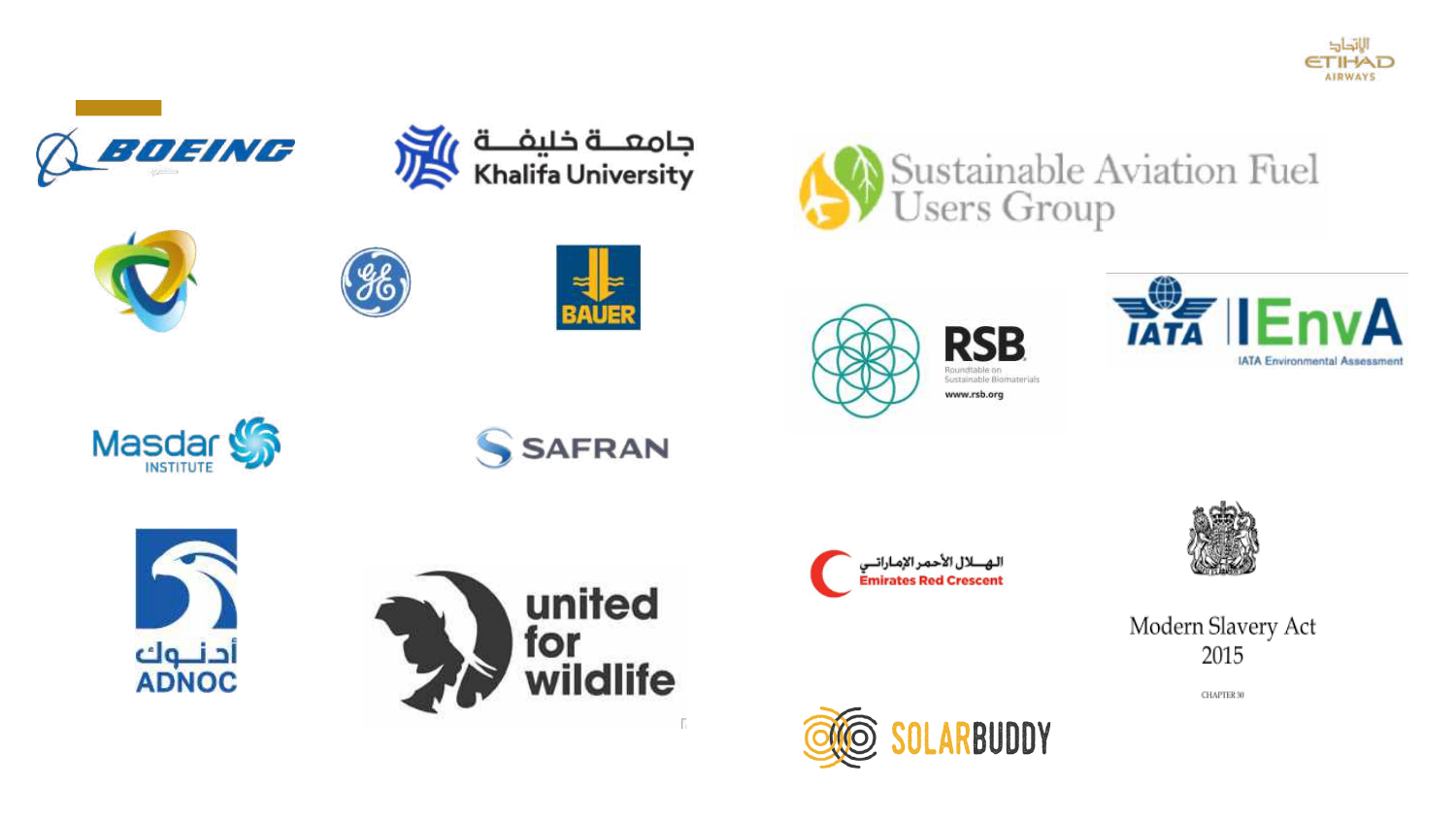BOEING

جامعـــة خليفـــة
Khalifa University

BAUER

Masdar
INSTITUTE

SAFRAN

أدنــوك
ADNOC

united
for
wildlife

Sustainable Aviation Fuel
Users Group

RSB
Roundtable on
Sustainable Biomaterials
www.rsb.org

IATA IEnvA
IATA Environmental Assessment

الهــلال الأحمر الإماراتــي
Emirates Red Crescent

Modern Slavery Act
2015

CHAPTER 30

SOLARBUDDY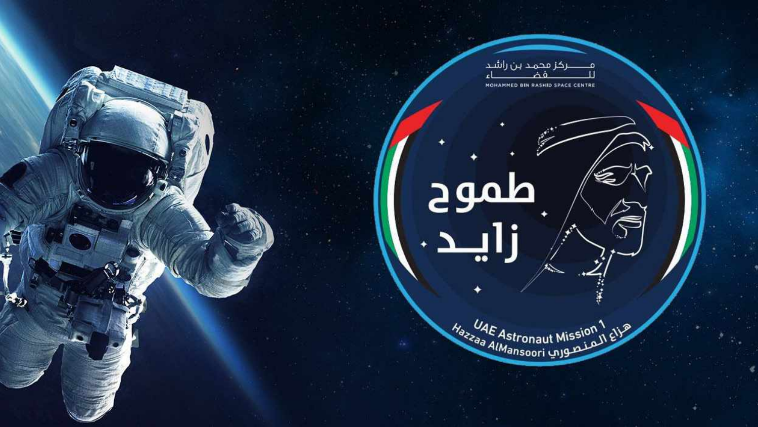مركز محمد بن راشد للفضاء

MOHAMMED BIN RASHID SPACE CENTRE

طموح زايد

UAE Astronaut Mission 1

Hazzaa AlMansoori هزاع المنصوري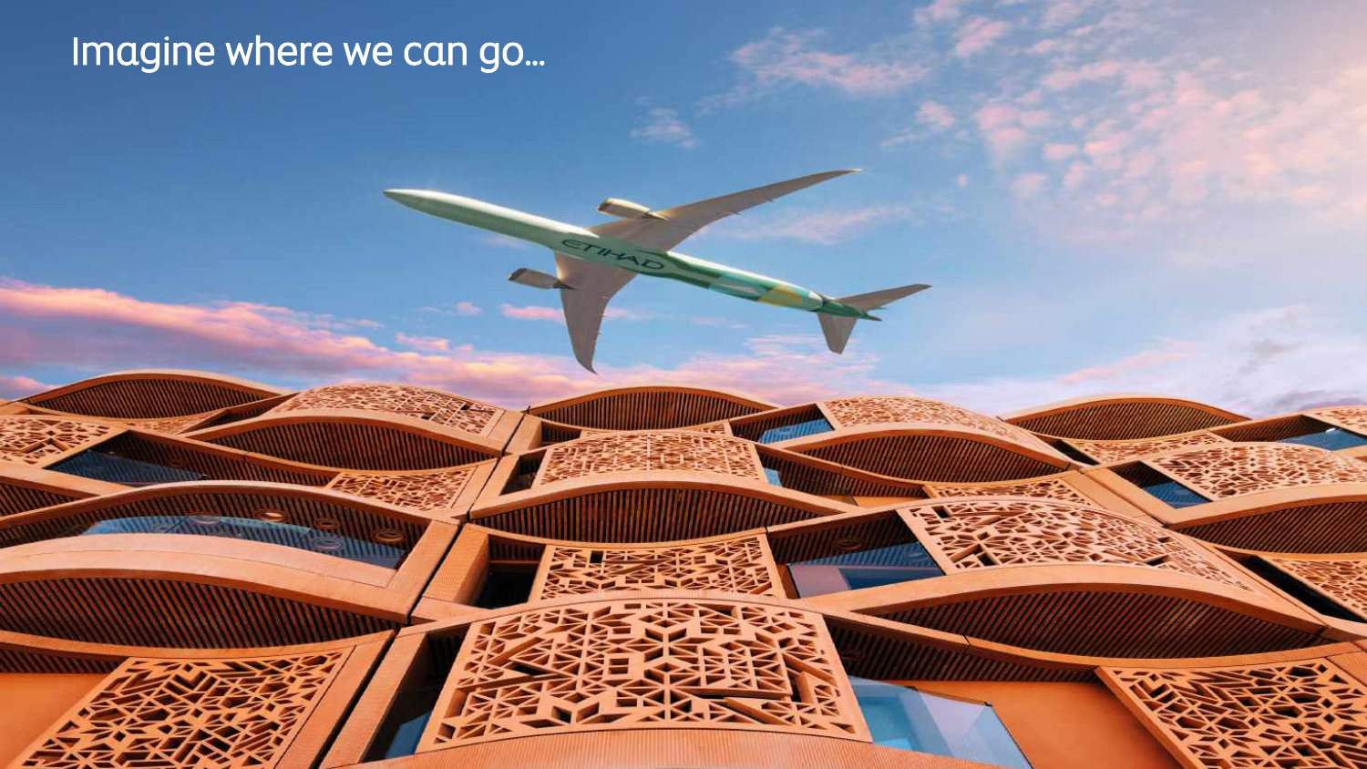Imagine where we can go...